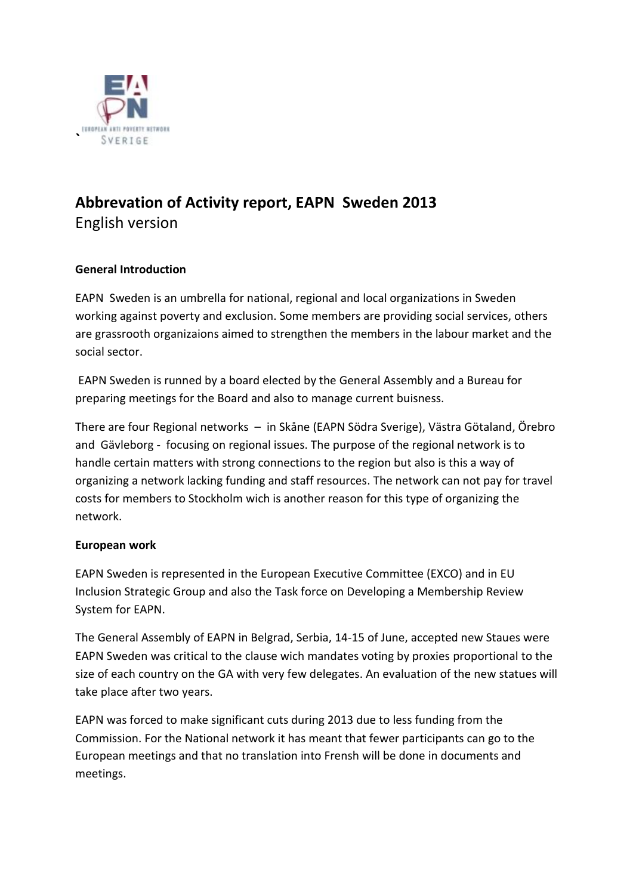# Abbrevation of Activity report, EAPN Sweden 2013

English version

**General Introduction**

EAPN Sweden is an umbrella for national, regional and local organizations in Sweden working against poverty and exclusion. Some members are providing social services, others are grassrooth organizaions aimed to strengthen the members in the labour market and the social sector.

EAPN Sweden is runned by a board elected by the General Assembly and a Bureau for preparing meetings for the Board and also to manage current buisness.

There are four Regional networks – in Skåne (EAPN Södra Sverige), Västra Götaland, Örebro and Gävleborg - focusing on regional issues. The purpose of the regional network is to handle certain matters with strong connections to the region but also is this a way of organizing a network lacking funding and staff resources. The network can not pay for travel costs for members to Stockholm wich is another reason for this type of organizing the network.

**European work**

EAPN Sweden is represented in the European Executive Committee (EXCO) and in EU Inclusion Strategic Group and also the Task force on Developing a Membership Review System for EAPN.

The General Assembly of EAPN in Belgrad, Serbia, 14-15 of June, accepted new Staues were EAPN Sweden was critical to the clause wich mandates voting by proxies proportional to the size of each country on the GA with very few delegates. An evaluation of the new statues will take place after two years.

EAPN was forced to make significant cuts during 2013 due to less funding from the Commission. For the National network it has meant that fewer participants can go to the European meetings and that no translation into Frensh will be done in documents and meetings.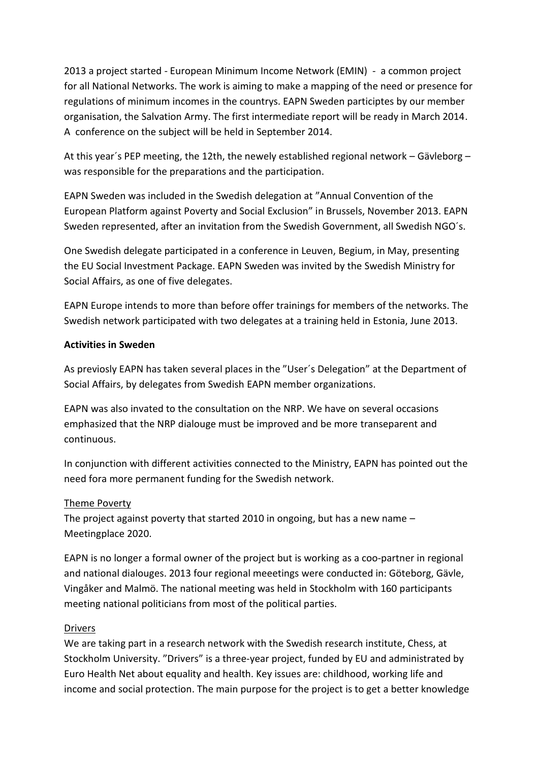2013 a project started - European Minimum Income Network (EMIN) - a common project for all National Networks. The work is aiming to make a mapping of the need or presence for regulations of minimum incomes in the countrys. EAPN Sweden participtes by our member organisation, the Salvation Army. The first intermediate report will be ready in March 2014. A conference on the subject will be held in September 2014.

At this year´s PEP meeting, the 12th, the newely established regional network – Gävleborg – was responsible for the preparations and the participation.

EAPN Sweden was included in the Swedish delegation at "Annual Convention of the European Platform against Poverty and Social Exclusion" in Brussels, November 2013. EAPN Sweden represented, after an invitation from the Swedish Government, all Swedish NGO´s.

One Swedish delegate participated in a conference in Leuven, Begium, in May, presenting the EU Social Investment Package. EAPN Sweden was invited by the Swedish Ministry for Social Affairs, as one of five delegates.

EAPN Europe intends to more than before offer trainings for members of the networks. The Swedish network participated with two delegates at a training held in Estonia, June 2013.

**Activities in Sweden**

As previosly EAPN has taken several places in the "User´s Delegation" at the Department of Social Affairs, by delegates from Swedish EAPN member organizations.

EAPN was also invated to the consultation on the NRP. We have on several occasions emphasized that the NRP dialouge must be improved and be more transeparent and continuous.

In conjunction with different activities connected to the Ministry, EAPN has pointed out the need fora more permanent funding for the Swedish network.

Theme Poverty

The project against poverty that started 2010 in ongoing, but has a new name – Meetingplace 2020.

EAPN is no longer a formal owner of the project but is working as a coo-partner in regional and national dialouges. 2013 four regional meeetings were conducted in: Göteborg, Gävle, Vingåker and Malmö. The national meeting was held in Stockholm with 160 participants meeting national politicians from most of the political parties.

Drivers

We are taking part in a research network with the Swedish research institute, Chess, at Stockholm University. "Drivers" is a three-year project, funded by EU and administrated by Euro Health Net about equality and health. Key issues are: childhood, working life and income and social protection. The main purpose for the project is to get a better knowledge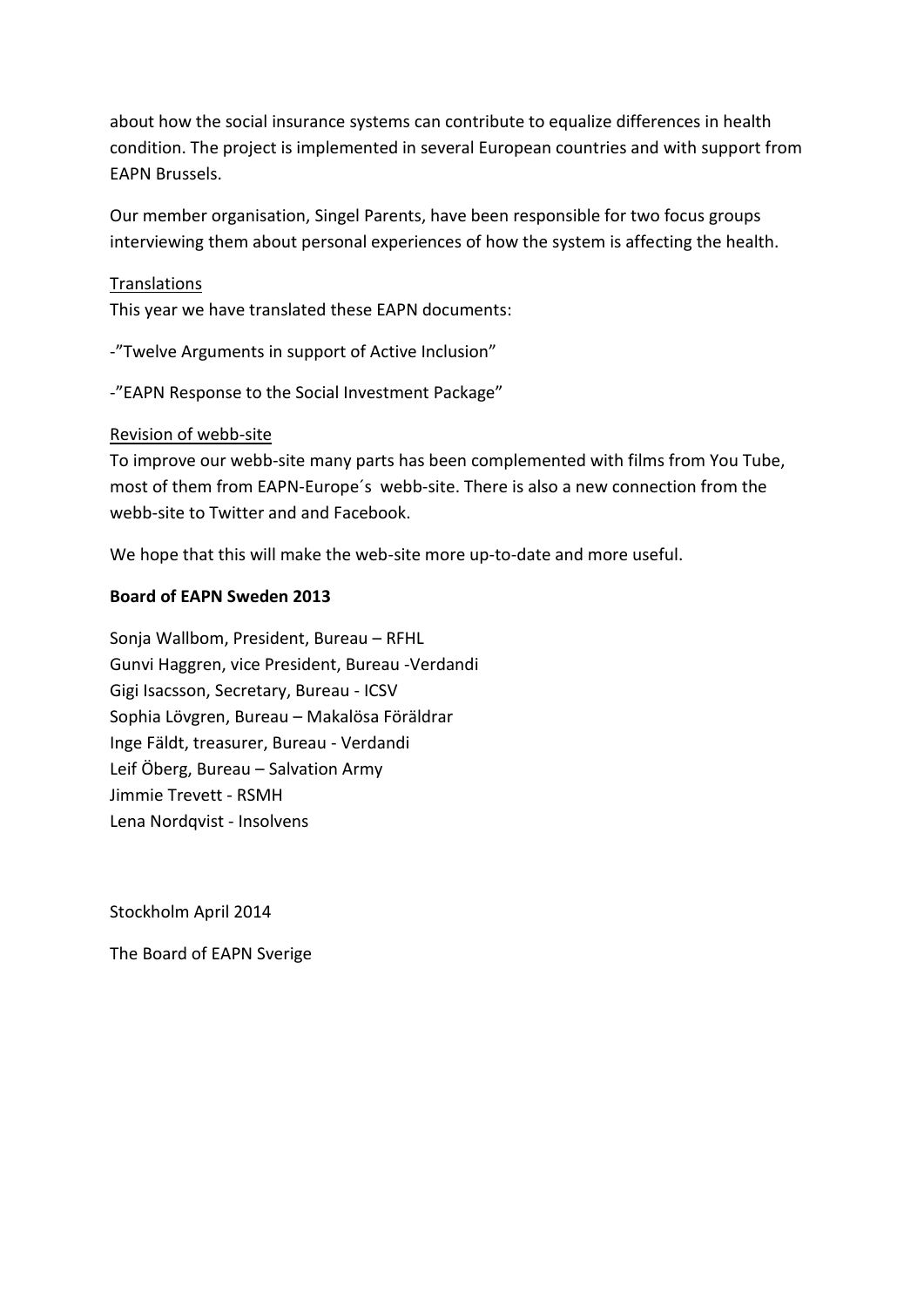about how the social insurance systems can contribute to equalize differences in health condition. The project is implemented in several European countries and with support from EAPN Brussels.

Our member organisation, Singel Parents, have been responsible for two focus groups interviewing them about personal experiences of how the system is affecting the health.

<u>Translations</u>

This year we have translated these EAPN documents:

-”Twelve Arguments in support of Active Inclusion”

-”EAPN Response to the Social Investment Package”

<u>Revision of webb-site</u>

To improve our webb-site many parts has been complemented with films from You Tube, most of them from EAPN-Europe´s webb-site. There is also a new connection from the webb-site to Twitter and and Facebook.

We hope that this will make the web-site more up-to-date and more useful.

**Board of EAPN Sweden 2013**

Sonja Wallbom, President, Bureau – RFHL
Gunvi Haggren, vice President, Bureau -Verdandi
Gigi Isacsson, Secretary, Bureau - ICSV
Sophia Lövgren, Bureau – Makalösa Föräldrar
Inge Fäldt, treasurer, Bureau - Verdandi
Leif Öberg, Bureau – Salvation Army
Jimmie Trevett - RSMH
Lena Nordqvist - Insolvens

Stockholm April 2014

The Board of EAPN Sverige